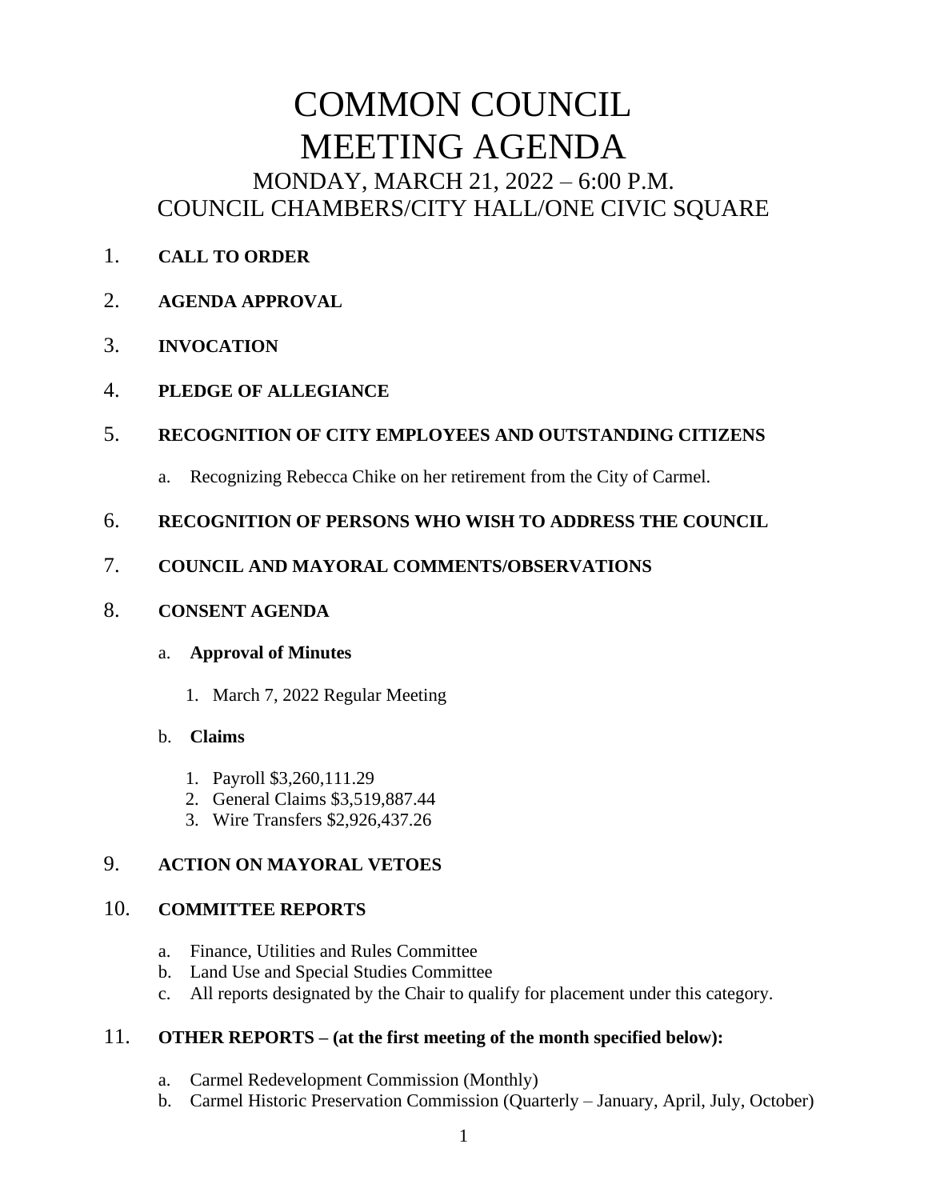# COMMON COUNCIL MEETING AGENDA

## MONDAY, MARCH 21, 2022 – 6:00 P.M.
## COUNCIL CHAMBERS/CITY HALL/ONE CIVIC SQUARE

1. **CALL TO ORDER**

2. **AGENDA APPROVAL**

3. **INVOCATION**

4. **PLEDGE OF ALLEGIANCE**

5. **RECOGNITION OF CITY EMPLOYEES AND OUTSTANDING CITIZENS**

   a. Recognizing Rebecca Chike on her retirement from the City of Carmel.

6. **RECOGNITION OF PERSONS WHO WISH TO ADDRESS THE COUNCIL**

7. **COUNCIL AND MAYORAL COMMENTS/OBSERVATIONS**

8. **CONSENT AGENDA**

   a. **Approval of Minutes**

      1. March 7, 2022 Regular Meeting

   b. **Claims**

      1. Payroll $3,260,111.29
      2. General Claims $3,519,887.44
      3. Wire Transfers $2,926,437.26

9. **ACTION ON MAYORAL VETOES**

10. **COMMITTEE REPORTS**

    a. Finance, Utilities and Rules Committee
    b. Land Use and Special Studies Committee
    c. All reports designated by the Chair to qualify for placement under this category.

11. **OTHER REPORTS – (at the first meeting of the month specified below):**

    a. Carmel Redevelopment Commission (Monthly)
    b. Carmel Historic Preservation Commission (Quarterly – January, April, July, October)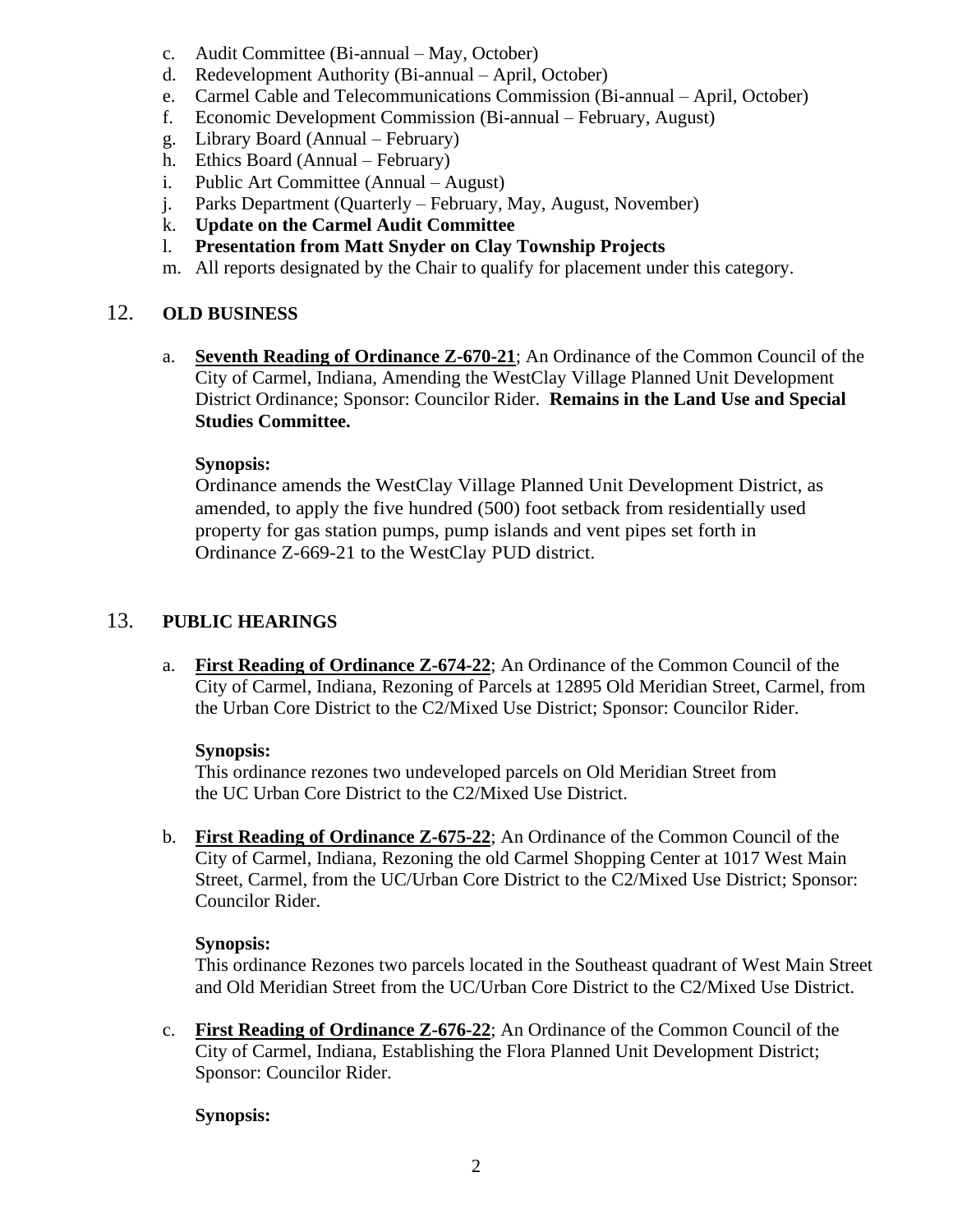c. Audit Committee (Bi-annual – May, October)
d. Redevelopment Authority (Bi-annual – April, October)
e. Carmel Cable and Telecommunications Commission (Bi-annual – April, October)
f. Economic Development Commission (Bi-annual – February, August)
g. Library Board (Annual – February)
h. Ethics Board (Annual – February)
i. Public Art Committee (Annual – August)
j. Parks Department (Quarterly – February, May, August, November)
k. **Update on the Carmel Audit Committee**
l. **Presentation from Matt Snyder on Clay Township Projects**
m. All reports designated by the Chair to qualify for placement under this category.

## 12. OLD BUSINESS

a. **Seventh Reading of Ordinance Z-670-21**; An Ordinance of the Common Council of the City of Carmel, Indiana, Amending the WestClay Village Planned Unit Development District Ordinance; Sponsor: Councilor Rider. **Remains in the Land Use and Special Studies Committee.**

**Synopsis:**
Ordinance amends the WestClay Village Planned Unit Development District, as amended, to apply the five hundred (500) foot setback from residentially used property for gas station pumps, pump islands and vent pipes set forth in Ordinance Z-669-21 to the WestClay PUD district.

## 13. PUBLIC HEARINGS

a. **First Reading of Ordinance Z-674-22**; An Ordinance of the Common Council of the City of Carmel, Indiana, Rezoning of Parcels at 12895 Old Meridian Street, Carmel, from the Urban Core District to the C2/Mixed Use District; Sponsor: Councilor Rider.

**Synopsis:**
This ordinance rezones two undeveloped parcels on Old Meridian Street from the UC Urban Core District to the C2/Mixed Use District.

b. **First Reading of Ordinance Z-675-22**; An Ordinance of the Common Council of the City of Carmel, Indiana, Rezoning the old Carmel Shopping Center at 1017 West Main Street, Carmel, from the UC/Urban Core District to the C2/Mixed Use District; Sponsor: Councilor Rider.

**Synopsis:**
This ordinance Rezones two parcels located in the Southeast quadrant of West Main Street and Old Meridian Street from the UC/Urban Core District to the C2/Mixed Use District.

c. **First Reading of Ordinance Z-676-22**; An Ordinance of the Common Council of the City of Carmel, Indiana, Establishing the Flora Planned Unit Development District; Sponsor: Councilor Rider.

**Synopsis:**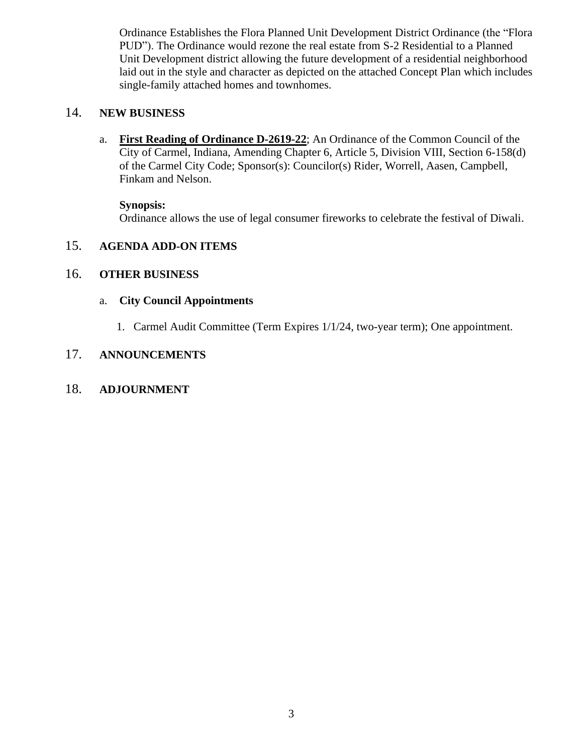Ordinance Establishes the Flora Planned Unit Development District Ordinance (the "Flora PUD"). The Ordinance would rezone the real estate from S-2 Residential to a Planned Unit Development district allowing the future development of a residential neighborhood laid out in the style and character as depicted on the attached Concept Plan which includes single-family attached homes and townhomes.

14. **NEW BUSINESS**

   a. **First Reading of Ordinance D-2619-22**; An Ordinance of the Common Council of the City of Carmel, Indiana, Amending Chapter 6, Article 5, Division VIII, Section 6-158(d) of the Carmel City Code; Sponsor(s): Councilor(s) Rider, Worrell, Aasen, Campbell, Finkam and Nelson.

   **Synopsis:**
   Ordinance allows the use of legal consumer fireworks to celebrate the festival of Diwali.

15. **AGENDA ADD-ON ITEMS**

16. **OTHER BUSINESS**

   a. **City Council Appointments**

      1. Carmel Audit Committee (Term Expires 1/1/24, two-year term); One appointment.

17. **ANNOUNCEMENTS**

18. **ADJOURNMENT**